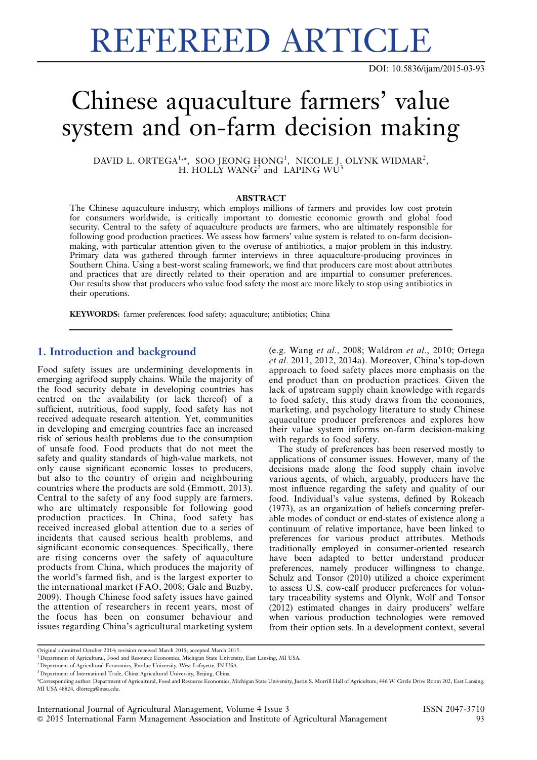# REFEREED ARTICLE

DOI: 10.5836/ijam/2015-03-93

# Chinese aquaculture farmers' value system and on-farm decision making

DAVID L. ORTEGA[1,*], SOO JEONG HONG[1], NICOLE J. OLYNK WIDMAR[2], H. HOLLY WANG[2] and LAPING WU[3]

### ABSTRACT

The Chinese aquaculture industry, which employs millions of farmers and provides low cost protein for consumers worldwide, is critically important to domestic economic growth and global food security. Central to the safety of aquaculture products are farmers, who are ultimately responsible for following good production practices. We assess how farmers' value system is related to on-farm decision-making, with particular attention given to the overuse of antibiotics, a major problem in this industry. Primary data was gathered through farmer interviews in three aquaculture-producing provinces in Southern China. Using a best-worst scaling framework, we find that producers care most about attributes and practices that are directly related to their operation and are impartial to consumer preferences. Our results show that producers who value food safety the most are more likely to stop using antibiotics in their operations.

**KEYWORDS:** farmer preferences; food safety; aquaculture; antibiotics; China

## 1. Introduction and background

Food safety issues are undermining developments in emerging agrifood supply chains. While the majority of the food security debate in developing countries has centred on the availability (or lack thereof) of a sufficient, nutritious, food supply, food safety has not received adequate research attention. Yet, communities in developing and emerging countries face an increased risk of serious health problems due to the consumption of unsafe food. Food products that do not meet the safety and quality standards of high-value markets, not only cause significant economic losses to producers, but also to the country of origin and neighbouring countries where the products are sold (Emmott, 2013). Central to the safety of any food supply are farmers, who are ultimately responsible for following good production practices. In China, food safety has received increased global attention due to a series of incidents that caused serious health problems, and significant economic consequences. Specifically, there are rising concerns over the safety of aquaculture products from China, which produces the majority of the world's farmed fish, and is the largest exporter to the international market (FAO, 2008; Gale and Buzby, 2009). Though Chinese food safety issues have gained the attention of researchers in recent years, most of the focus has been on consumer behaviour and issues regarding China's agricultural marketing system (e.g. Wang *et al.*, 2008; Waldron *et al.*, 2010; Ortega *et al.* 2011, 2012, 2014a). Moreover, China's top-down approach to food safety places more emphasis on the end product than on production practices. Given the lack of upstream supply chain knowledge with regards to food safety, this study draws from the economics, marketing, and psychology literature to study Chinese aquaculture producer preferences and explores how their value system informs on-farm decision-making with regards to food safety.

The study of preferences has been reserved mostly to applications of consumer issues. However, many of the decisions made along the food supply chain involve various agents, of which, arguably, producers have the most influence regarding the safety and quality of our food. Individual's value systems, defined by Rokeach (1973), as an organization of beliefs concerning preferable modes of conduct or end-states of existence along a continuum of relative importance, have been linked to preferences for various product attributes. Methods traditionally employed in consumer-oriented research have been adapted to better understand producer preferences, namely producer willingness to change. Schulz and Tonsor (2010) utilized a choice experiment to assess U.S. cow-calf producer preferences for voluntary traceability systems and Olynk, Wolf and Tonsor (2012) estimated changes in dairy producers' welfare when various production technologies were removed from their option sets. In a development context, several

---

Original submitted October 2014; revision received March 2015; accepted March 2015.

[1] Department of Agricultural, Food and Resource Economics, Michigan State University, East Lansing, MI USA.

[2] Department of Agricultural Economics, Purdue University, West Lafayette, IN USA.

[3] Department of International Trade, China Agricultural University, Beijing, China.

*Corresponding author. Department of Agricultural, Food and Resource Economics, Michigan State University, Justin S. Morrill Hall of Agriculture, 446 W. Circle Drive Room 202, East Lansing, MI USA 48824. dlortega@msu.edu.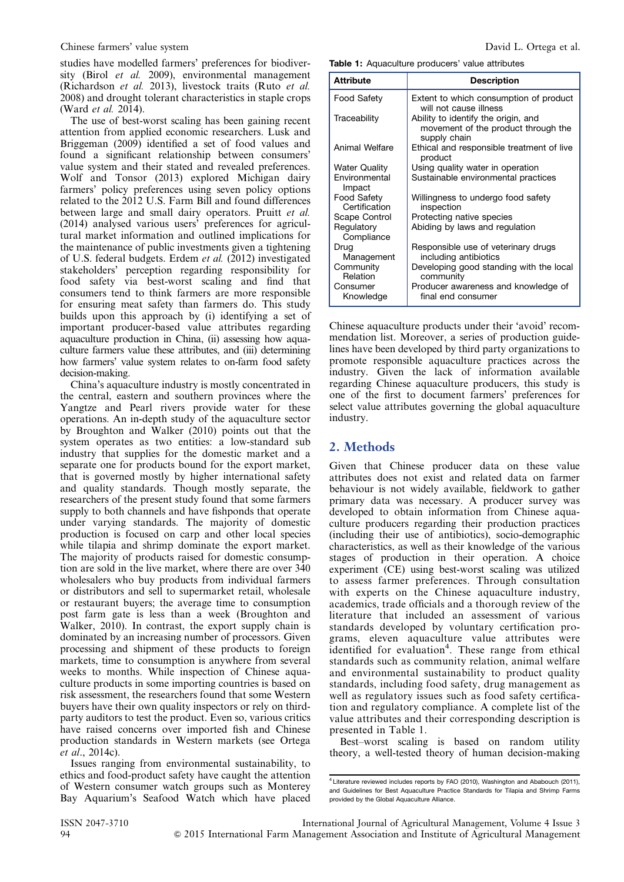studies have modelled farmers' preferences for biodiversity (Birol *et al.* 2009), environmental management (Richardson *et al.* 2013), livestock traits (Ruto *et al.* 2008) and drought tolerant characteristics in staple crops (Ward *et al.* 2014).

The use of best-worst scaling has been gaining recent attention from applied economic researchers. Lusk and Briggeman (2009) identified a set of food values and found a significant relationship between consumers' value system and their stated and revealed preferences. Wolf and Tonsor (2013) explored Michigan dairy farmers' policy preferences using seven policy options related to the 2012 U.S. Farm Bill and found differences between large and small dairy operators. Pruitt *et al.* (2014) analysed various users' preferences for agricultural market information and outlined implications for the maintenance of public investments given a tightening of U.S. federal budgets. Erdem *et al.* (2012) investigated stakeholders' perception regarding responsibility for food safety via best-worst scaling and find that consumers tend to think farmers are more responsible for ensuring meat safety than farmers do. This study builds upon this approach by (i) identifying a set of important producer-based value attributes regarding aquaculture production in China, (ii) assessing how aquaculture farmers value these attributes, and (iii) determining how farmers' value system relates to on-farm food safety decision-making.

China's aquaculture industry is mostly concentrated in the central, eastern and southern provinces where the Yangtze and Pearl rivers provide water for these operations. An in-depth study of the aquaculture sector by Broughton and Walker (2010) points out that the system operates as two entities: a low-standard sub industry that supplies for the domestic market and a separate one for products bound for the export market, that is governed mostly by higher international safety and quality standards. Though mostly separate, the researchers of the present study found that some farmers supply to both channels and have fishponds that operate under varying standards. The majority of domestic production is focused on carp and other local species while tilapia and shrimp dominate the export market. The majority of products raised for domestic consumption are sold in the live market, where there are over 340 wholesalers who buy products from individual farmers or distributors and sell to supermarket retail, wholesale or restaurant buyers; the average time to consumption post farm gate is less than a week (Broughton and Walker, 2010). In contrast, the export supply chain is dominated by an increasing number of processors. Given processing and shipment of these products to foreign markets, time to consumption is anywhere from several weeks to months. While inspection of Chinese aquaculture products in some importing countries is based on risk assessment, the researchers found that some Western buyers have their own quality inspectors or rely on third-party auditors to test the product. Even so, various critics have raised concerns over imported fish and Chinese production standards in Western markets (see Ortega *et al*., 2014c).

Issues ranging from environmental sustainability, to ethics and food-product safety have caught the attention of Western consumer watch groups such as Monterey Bay Aquarium's Seafood Watch which have placed Chinese aquaculture products under their 'avoid' recommendation list. Moreover, a series of production guidelines have been developed by third party organizations to promote responsible aquaculture practices across the industry. Given the lack of information available regarding Chinese aquaculture producers, this study is one of the first to document farmers' preferences for select value attributes governing the global aquaculture industry.

**Table 1:** Aquaculture producers' value attributes

| Attribute | Description |
|---|---|
| Food Safety | Extent to which consumption of product will not cause illness |
| Traceability | Ability to identify the origin, and movement of the product through the supply chain |
| Animal Welfare | Ethical and responsible treatment of live product |
| Water Quality | Using quality water in operation |
| Environmental Impact | Sustainable environmental practices |
| Food Safety Certification | Willingness to undergo food safety inspection |
| Scape Control | Protecting native species |
| Regulatory Compliance | Abiding by laws and regulation |
| Drug Management | Responsible use of veterinary drugs including antibiotics |
| Community Relation | Developing good standing with the local community |
| Consumer Knowledge | Producer awareness and knowledge of final end consumer |

## 2. Methods

Given that Chinese producer data on these value attributes does not exist and related data on farmer behaviour is not widely available, fieldwork to gather primary data was necessary. A producer survey was developed to obtain information from Chinese aquaculture producers regarding their production practices (including their use of antibiotics), socio-demographic characteristics, as well as their knowledge of the various stages of production in their operation. A choice experiment (CE) using best-worst scaling was utilized to assess farmer preferences. Through consultation with experts on the Chinese aquaculture industry, academics, trade officials and a thorough review of the literature that included an assessment of various standards developed by voluntary certification programs, eleven aquaculture value attributes were identified for evaluation[4]. These range from ethical standards such as community relation, animal welfare and environmental sustainability to product quality standards, including food safety, drug management as well as regulatory issues such as food safety certification and regulatory compliance. A complete list of the value attributes and their corresponding description is presented in Table 1.

Best–worst scaling is based on random utility theory, a well-tested theory of human decision-making

[4] Literature reviewed includes reports by FAO (2010), Washington and Ababouch (2011), and Guidelines for Best Aquaculture Practice Standards for Tilapia and Shrimp Farms provided by the Global Aquaculture Alliance.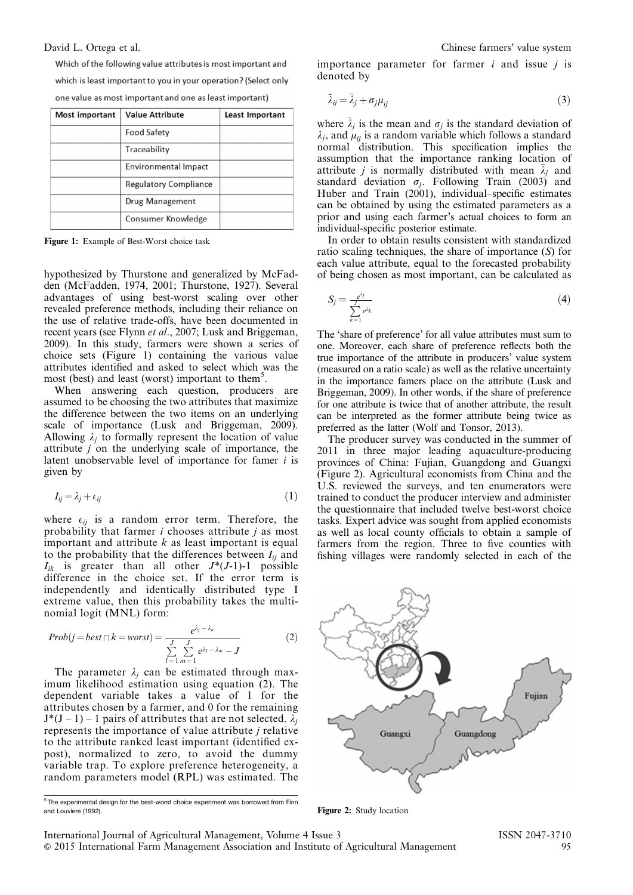Which of the following value attributes is most important and which is least important to you in your operation? (Select only one value as most important and one as least important)

| Most important | Value Attribute | Least Important |
| --- | --- | --- |
| | Food Safety | |
| | Traceability | |
| | Environmental Impact | |
| | Regulatory Compliance | |
| | Drug Management | |
| | Consumer Knowledge | |

**Figure 1:** Example of Best-Worst choice task

hypothesized by Thurstone and generalized by McFadden (McFadden, 1974, 2001; Thurstone, 1927). Several advantages of using best-worst scaling over other revealed preference methods, including their reliance on the use of relative trade-offs, have been documented in recent years (see Flynn *et al*., 2007; Lusk and Briggeman, 2009). In this study, farmers were shown a series of choice sets (Figure 1) containing the various value attributes identified and asked to select which was the most (best) and least (worst) important to them[5].

When answering each question, producers are assumed to be choosing the two attributes that maximize the difference between the two items on an underlying scale of importance (Lusk and Briggeman, 2009). Allowing $\lambda_j$ to formally represent the location of value attribute $j$ on the underlying scale of importance, the latent unobservable level of importance for famer $i$ is given by

$$I_{ij} = \lambda_j + \epsilon_{ij} \tag{1}$$

where $\epsilon_{ij}$ is a random error term. Therefore, the probability that farmer $i$ chooses attribute $j$ as most important and attribute $k$ as least important is equal to the probability that the differences between $I_{ij}$ and $I_{ik}$ is greater than all other $J$*($J$-1)-1 possible difference in the choice set. If the error term is independently and identically distributed type I extreme value, then this probability takes the multinomial logit (MNL) form:

$$Prob(j = best \cap k = worst) = \frac{e^{\lambda_j - \lambda_k}}{\sum_{l=1}^{J}\sum_{m=1}^{J} e^{\lambda_l - \lambda_m} - J} \tag{2}$$

The parameter $\lambda_j$ can be estimated through maximum likelihood estimation using equation (2). The dependent variable takes a value of 1 for the attributes chosen by a farmer, and 0 for the remaining J*(J – 1) – 1 pairs of attributes that are not selected. $\lambda_j$ represents the importance of value attribute $j$ relative to the attribute ranked least important (identified ex-post), normalized to zero, to avoid the dummy variable trap. To explore preference heterogeneity, a random parameters model (RPL) was estimated. The importance parameter for farmer $i$ and issue $j$ is denoted by

$$\bar{\lambda}_{ij} = \bar{\lambda}_j + \sigma_j \mu_{ij} \tag{3}$$

where $\bar{\lambda}_j$ is the mean and $\sigma_j$ is the standard deviation of $\lambda_j$, and $\mu_{ij}$ is a random variable which follows a standard normal distribution. This specification implies the assumption that the importance ranking location of attribute $j$ is normally distributed with mean $\bar{\lambda}_j$ and standard deviation $\sigma_j$. Following Train (2003) and Huber and Train (2001), individual–specific estimates can be obtained by using the estimated parameters as a prior and using each farmer's actual choices to form an individual-specific posterior estimate.

In order to obtain results consistent with standardized ratio scaling techniques, the share of importance (*S*) for each value attribute, equal to the forecasted probability of being chosen as most important, can be calculated as

$$S_j = \frac{e^{\lambda_j}}{\sum_{k=1}^{J} e^{\lambda_k}} \tag{4}$$

The 'share of preference' for all value attributes must sum to one. Moreover, each share of preference reflects both the true importance of the attribute in producers' value system (measured on a ratio scale) as well as the relative uncertainty in the importance famers place on the attribute (Lusk and Briggeman, 2009). In other words, if the share of preference for one attribute is twice that of another attribute, the result can be interpreted as the former attribute being twice as preferred as the latter (Wolf and Tonsor, 2013).

The producer survey was conducted in the summer of 2011 in three major leading aquaculture-producing provinces of China: Fujian, Guangdong and Guangxi (Figure 2). Agricultural economists from China and the U.S. reviewed the surveys, and ten enumerators were trained to conduct the producer interview and administer the questionnaire that included twelve best-worst choice tasks. Expert advice was sought from applied economists as well as local county officials to obtain a sample of farmers from the region. Three to five counties with fishing villages were randomly selected in each of the

**Figure 2:** Study location

[5] The experimental design for the best-worst choice experiment was borrowed from Finn and Louviere (1992).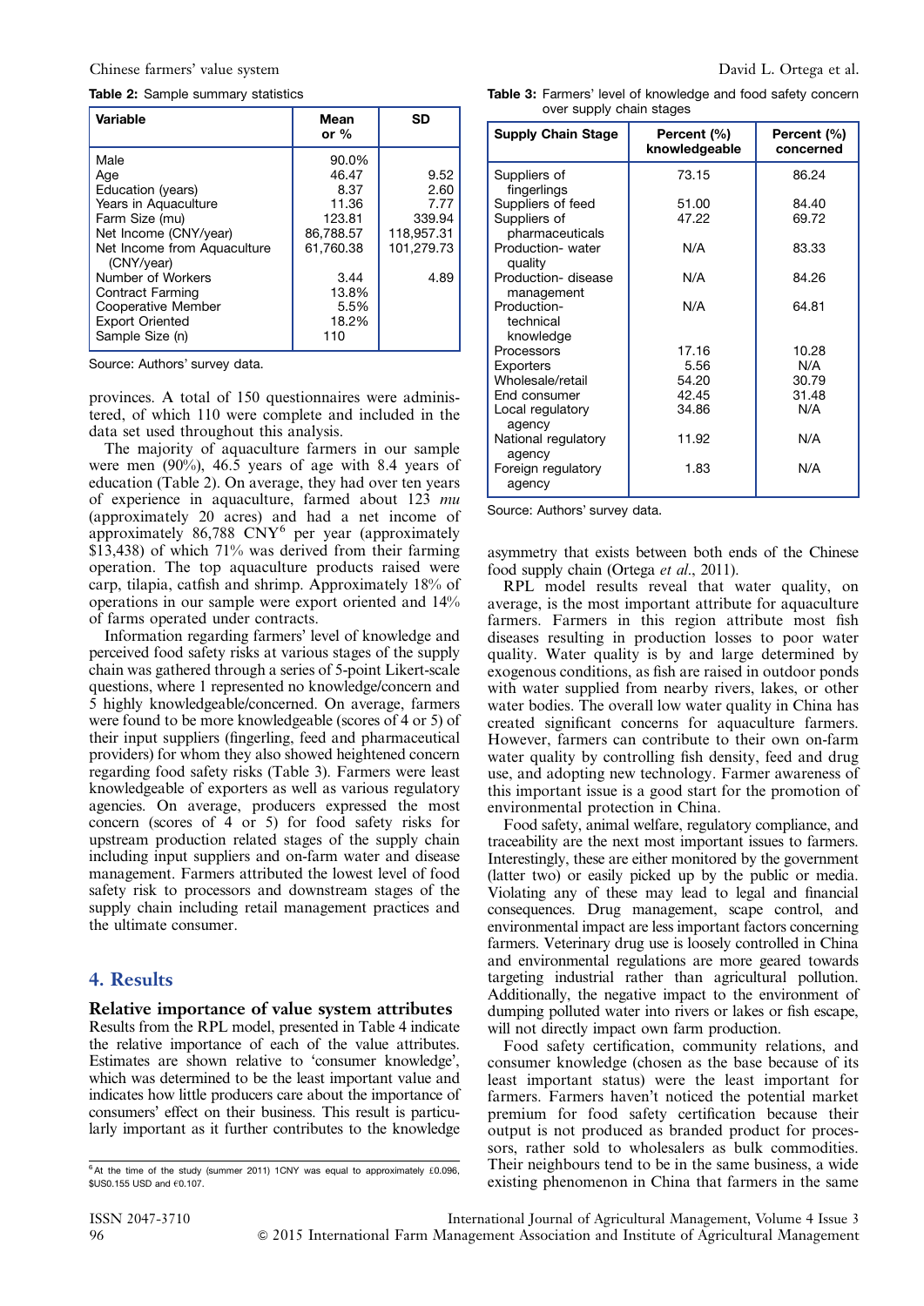**Table 2:** Sample summary statistics

| Variable | Mean or % | SD |
|---|---|---|
| Male | 90.0% | |
| Age | 46.47 | 9.52 |
| Education (years) | 8.37 | 2.60 |
| Years in Aquaculture | 11.36 | 7.77 |
| Farm Size (mu) | 123.81 | 339.94 |
| Net Income (CNY/year) | 86,788.57 | 118,957.31 |
| Net Income from Aquaculture (CNY/year) | 61,760.38 | 101,279.73 |
| Number of Workers | 3.44 | 4.89 |
| Contract Farming | 13.8% | |
| Cooperative Member | 5.5% | |
| Export Oriented | 18.2% | |
| Sample Size (n) | 110 | |

Source: Authors' survey data.

provinces. A total of 150 questionnaires were administered, of which 110 were complete and included in the data set used throughout this analysis.

The majority of aquaculture farmers in our sample were men (90%), 46.5 years of age with 8.4 years of education (Table 2). On average, they had over ten years of experience in aquaculture, farmed about 123 *mu* (approximately 20 acres) and had a net income of approximately 86,788 CNY[6] per year (approximately $13,438) of which 71% was derived from their farming operation. The top aquaculture products raised were carp, tilapia, catfish and shrimp. Approximately 18% of operations in our sample were export oriented and 14% of farms operated under contracts.

Information regarding farmers' level of knowledge and perceived food safety risks at various stages of the supply chain was gathered through a series of 5-point Likert-scale questions, where 1 represented no knowledge/concern and 5 highly knowledgeable/concerned. On average, farmers were found to be more knowledgeable (scores of 4 or 5) of their input suppliers (fingerling, feed and pharmaceutical providers) for whom they also showed heightened concern regarding food safety risks (Table 3). Farmers were least knowledgeable of exporters as well as various regulatory agencies. On average, producers expressed the most concern (scores of 4 or 5) for food safety risks for upstream production related stages of the supply chain including input suppliers and on-farm water and disease management. Farmers attributed the lowest level of food safety risk to processors and downstream stages of the supply chain including retail management practices and the ultimate consumer.

## 4. Results

### Relative importance of value system attributes

Results from the RPL model, presented in Table 4 indicate the relative importance of each of the value attributes. Estimates are shown relative to 'consumer knowledge', which was determined to be the least important value and indicates how little producers care about the importance of consumers' effect on their business. This result is particularly important as it further contributes to the knowledge

**Table 3:** Farmers' level of knowledge and food safety concern over supply chain stages

| Supply Chain Stage | Percent (%) knowledgeable | Percent (%) concerned |
|---|---|---|
| Suppliers of fingerlings | 73.15 | 86.24 |
| Suppliers of feed | 51.00 | 84.40 |
| Suppliers of pharmaceuticals | 47.22 | 69.72 |
| Production- water quality | N/A | 83.33 |
| Production- disease management | N/A | 84.26 |
| Production- technical knowledge | N/A | 64.81 |
| Processors | 17.16 | 10.28 |
| Exporters | 5.56 | N/A |
| Wholesale/retail | 54.20 | 30.79 |
| End consumer | 42.45 | 31.48 |
| Local regulatory agency | 34.86 | N/A |
| National regulatory agency | 11.92 | N/A |
| Foreign regulatory agency | 1.83 | N/A |

Source: Authors' survey data.

asymmetry that exists between both ends of the Chinese food supply chain (Ortega *et al*., 2011).

RPL model results reveal that water quality, on average, is the most important attribute for aquaculture farmers. Farmers in this region attribute most fish diseases resulting in production losses to poor water quality. Water quality is by and large determined by exogenous conditions, as fish are raised in outdoor ponds with water supplied from nearby rivers, lakes, or other water bodies. The overall low water quality in China has created significant concerns for aquaculture farmers. However, farmers can contribute to their own on-farm water quality by controlling fish density, feed and drug use, and adopting new technology. Farmer awareness of this important issue is a good start for the promotion of environmental protection in China.

Food safety, animal welfare, regulatory compliance, and traceability are the next most important issues to farmers. Interestingly, these are either monitored by the government (latter two) or easily picked up by the public or media. Violating any of these may lead to legal and financial consequences. Drug management, scape control, and environmental impact are less important factors concerning farmers. Veterinary drug use is loosely controlled in China and environmental regulations are more geared towards targeting industrial rather than agricultural pollution. Additionally, the negative impact to the environment of dumping polluted water into rivers or lakes or fish escape, will not directly impact own farm production.

Food safety certification, community relations, and consumer knowledge (chosen as the base because of its least important status) were the least important for farmers. Farmers haven't noticed the potential market premium for food safety certification because their output is not produced as branded product for processors, rather sold to wholesalers as bulk commodities. Their neighbours tend to be in the same business, a wide existing phenomenon in China that farmers in the same

[6] At the time of the study (summer 2011) 1CNY was equal to approximately £0.096, $US0.155 USD and €0.107.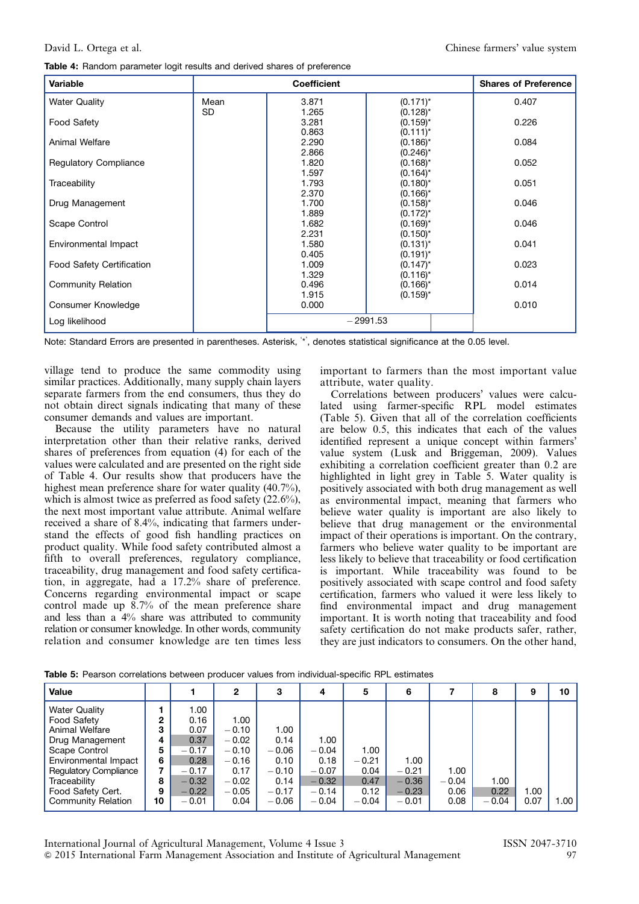**Table 4:** Random parameter logit results and derived shares of preference

| Variable | | Coefficient | | Shares of Preference |
|---|---|---|---|---|
| Water Quality | Mean | 3.871 | (0.171)* | 0.407 |
| | SD | 1.265 | (0.128)* | |
| Food Safety | | 3.281 | (0.159)* | 0.226 |
| | | 0.863 | (0.111)* | |
| Animal Welfare | | 2.290 | (0.186)* | 0.084 |
| | | 2.866 | (0.246)* | |
| Regulatory Compliance | | 1.820 | (0.168)* | 0.052 |
| | | 1.597 | (0.164)* | |
| Traceability | | 1.793 | (0.180)* | 0.051 |
| | | 2.370 | (0.166)* | |
| Drug Management | | 1.700 | (0.158)* | 0.046 |
| | | 1.889 | (0.172)* | |
| Scape Control | | 1.682 | (0.169)* | 0.046 |
| | | 2.231 | (0.150)* | |
| Environmental Impact | | 1.580 | (0.131)* | 0.041 |
| | | 0.405 | (0.191)* | |
| Food Safety Certification | | 1.009 | (0.147)* | 0.023 |
| | | 1.329 | (0.116)* | |
| Community Relation | | 0.496 | (0.166)* | 0.014 |
| | | 1.915 | (0.159)* | |
| Consumer Knowledge | | 0.000 | | 0.010 |
| Log likelihood | | −2991.53 | | |

Note: Standard Errors are presented in parentheses. Asterisk, '*', denotes statistical significance at the 0.05 level.

village tend to produce the same commodity using similar practices. Additionally, many supply chain layers separate farmers from the end consumers, thus they do not obtain direct signals indicating that many of these consumer demands and values are important.

Because the utility parameters have no natural interpretation other than their relative ranks, derived shares of preferences from equation (4) for each of the values were calculated and are presented on the right side of Table 4. Our results show that producers have the highest mean preference share for water quality (40.7%), which is almost twice as preferred as food safety (22.6%), the next most important value attribute. Animal welfare received a share of 8.4%, indicating that farmers understand the effects of good fish handling practices on product quality. While food safety contributed almost a fifth to overall preferences, regulatory compliance, traceability, drug management and food safety certification, in aggregate, had a 17.2% share of preference. Concerns regarding environmental impact or scape control made up 8.7% of the mean preference share and less than a 4% share was attributed to community relation or consumer knowledge. In other words, community relation and consumer knowledge are ten times less important to farmers than the most important value attribute, water quality.

Correlations between producers' values were calculated using farmer-specific RPL model estimates (Table 5). Given that all of the correlation coefficients are below 0.5, this indicates that each of the values identified represent a unique concept within farmers' value system (Lusk and Briggeman, 2009). Values exhibiting a correlation coefficient greater than 0.2 are highlighted in light grey in Table 5. Water quality is positively associated with both drug management as well as environmental impact, meaning that farmers who believe water quality is important are also likely to believe that drug management or the environmental impact of their operations is important. On the contrary, farmers who believe water quality to be important are less likely to believe that traceability or food certification is important. While traceability was found to be positively associated with scape control and food safety certification, farmers who valued it were less likely to find environmental impact and drug management important. It is worth noting that traceability and food safety certification do not make products safer, rather, they are just indicators to consumers. On the other hand,

**Table 5:** Pearson correlations between producer values from individual-specific RPL estimates

| Value | | 1 | 2 | 3 | 4 | 5 | 6 | 7 | 8 | 9 | 10 |
|---|---|---|---|---|---|---|---|---|---|---|---|
| Water Quality | 1 | 1.00 | | | | | | | | | |
| Food Safety | 2 | 0.16 | 1.00 | | | | | | | | |
| Animal Welfare | 3 | 0.07 | −0.10 | 1.00 | | | | | | | |
| Drug Management | 4 | 0.37 | −0.02 | 0.14 | 1.00 | | | | | | |
| Scape Control | 5 | −0.17 | −0.10 | −0.06 | −0.04 | 1.00 | | | | | |
| Environmental Impact | 6 | 0.28 | −0.16 | 0.10 | 0.18 | −0.21 | 1.00 | | | | |
| Regulatory Compliance | 7 | −0.17 | 0.17 | −0.10 | −0.07 | 0.04 | −0.21 | 1.00 | | | |
| Traceability | 8 | −0.32 | −0.02 | 0.14 | −0.32 | 0.47 | −0.36 | −0.04 | 1.00 | | |
| Food Safety Cert. | 9 | −0.22 | −0.05 | −0.17 | −0.14 | 0.12 | −0.23 | 0.06 | 0.22 | 1.00 | |
| Community Relation | 10 | −0.01 | 0.04 | −0.06 | −0.04 | −0.04 | −0.01 | 0.08 | −0.04 | 0.07 | 1.00 |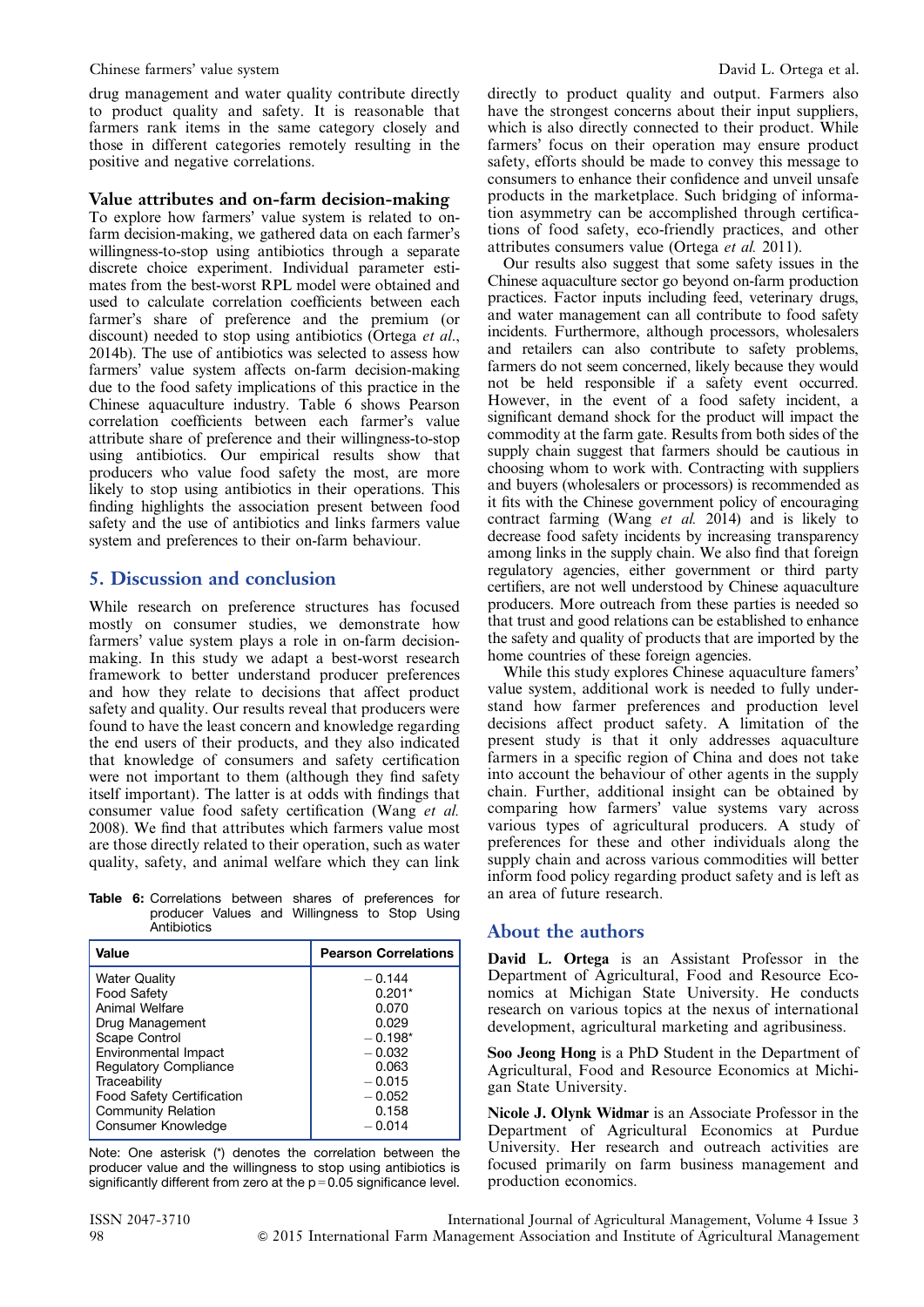drug management and water quality contribute directly to product quality and safety. It is reasonable that farmers rank items in the same category closely and those in different categories remotely resulting in the positive and negative correlations.

### Value attributes and on-farm decision-making

To explore how farmers' value system is related to on-farm decision-making, we gathered data on each farmer's willingness-to-stop using antibiotics through a separate discrete choice experiment. Individual parameter estimates from the best-worst RPL model were obtained and used to calculate correlation coefficients between each farmer's share of preference and the premium (or discount) needed to stop using antibiotics (Ortega *et al.*, 2014b). The use of antibiotics was selected to assess how farmers' value system affects on-farm decision-making due to the food safety implications of this practice in the Chinese aquaculture industry. Table 6 shows Pearson correlation coefficients between each farmer's value attribute share of preference and their willingness-to-stop using antibiotics. Our empirical results show that producers who value food safety the most, are more likely to stop using antibiotics in their operations. This finding highlights the association present between food safety and the use of antibiotics and links farmers value system and preferences to their on-farm behaviour.

## 5. Discussion and conclusion

While research on preference structures has focused mostly on consumer studies, we demonstrate how farmers' value system plays a role in on-farm decision-making. In this study we adapt a best-worst research framework to better understand producer preferences and how they relate to decisions that affect product safety and quality. Our results reveal that producers were found to have the least concern and knowledge regarding the end users of their products, and they also indicated that knowledge of consumers and safety certification were not important to them (although they find safety itself important). The latter is at odds with findings that consumer value food safety certification (Wang *et al.* 2008). We find that attributes which farmers value most are those directly related to their operation, such as water quality, safety, and animal welfare which they can link directly to product quality and output. Farmers also have the strongest concerns about their input suppliers, which is also directly connected to their product. While farmers' focus on their operation may ensure product safety, efforts should be made to convey this message to consumers to enhance their confidence and unveil unsafe products in the marketplace. Such bridging of information asymmetry can be accomplished through certifications of food safety, eco-friendly practices, and other attributes consumers value (Ortega *et al.* 2011).

**Table 6:** Correlations between shares of preferences for producer Values and Willingness to Stop Using Antibiotics

| Value | Pearson Correlations |
|---|---|
| Water Quality | −0.144 |
| Food Safety | 0.201* |
| Animal Welfare | 0.070 |
| Drug Management | 0.029 |
| Scape Control | −0.198* |
| Environmental Impact | −0.032 |
| Regulatory Compliance | 0.063 |
| Traceability | −0.015 |
| Food Safety Certification | −0.052 |
| Community Relation | 0.158 |
| Consumer Knowledge | −0.014 |

Note: One asterisk (*) denotes the correlation between the producer value and the willingness to stop using antibiotics is significantly different from zero at the p = 0.05 significance level.

Our results also suggest that some safety issues in the Chinese aquaculture sector go beyond on-farm production practices. Factor inputs including feed, veterinary drugs, and water management can all contribute to food safety incidents. Furthermore, although processors, wholesalers and retailers can also contribute to safety problems, farmers do not seem concerned, likely because they would not be held responsible if a safety event occurred. However, in the event of a food safety incident, a significant demand shock for the product will impact the commodity at the farm gate. Results from both sides of the supply chain suggest that farmers should be cautious in choosing whom to work with. Contracting with suppliers and buyers (wholesalers or processors) is recommended as it fits with the Chinese government policy of encouraging contract farming (Wang *et al.* 2014) and is likely to decrease food safety incidents by increasing transparency among links in the supply chain. We also find that foreign regulatory agencies, either government or third party certifiers, are not well understood by Chinese aquaculture producers. More outreach from these parties is needed so that trust and good relations can be established to enhance the safety and quality of products that are imported by the home countries of these foreign agencies.

While this study explores Chinese aquaculture famers' value system, additional work is needed to fully understand how farmer preferences and production level decisions affect product safety. A limitation of the present study is that it only addresses aquaculture farmers in a specific region of China and does not take into account the behaviour of other agents in the supply chain. Further, additional insight can be obtained by comparing how farmers' value systems vary across various types of agricultural producers. A study of preferences for these and other individuals along the supply chain and across various commodities will better inform food policy regarding product safety and is left as an area of future research.

## About the authors

**David L. Ortega** is an Assistant Professor in the Department of Agricultural, Food and Resource Economics at Michigan State University. He conducts research on various topics at the nexus of international development, agricultural marketing and agribusiness.

**Soo Jeong Hong** is a PhD Student in the Department of Agricultural, Food and Resource Economics at Michigan State University.

**Nicole J. Olynk Widmar** is an Associate Professor in the Department of Agricultural Economics at Purdue University. Her research and outreach activities are focused primarily on farm business management and production economics.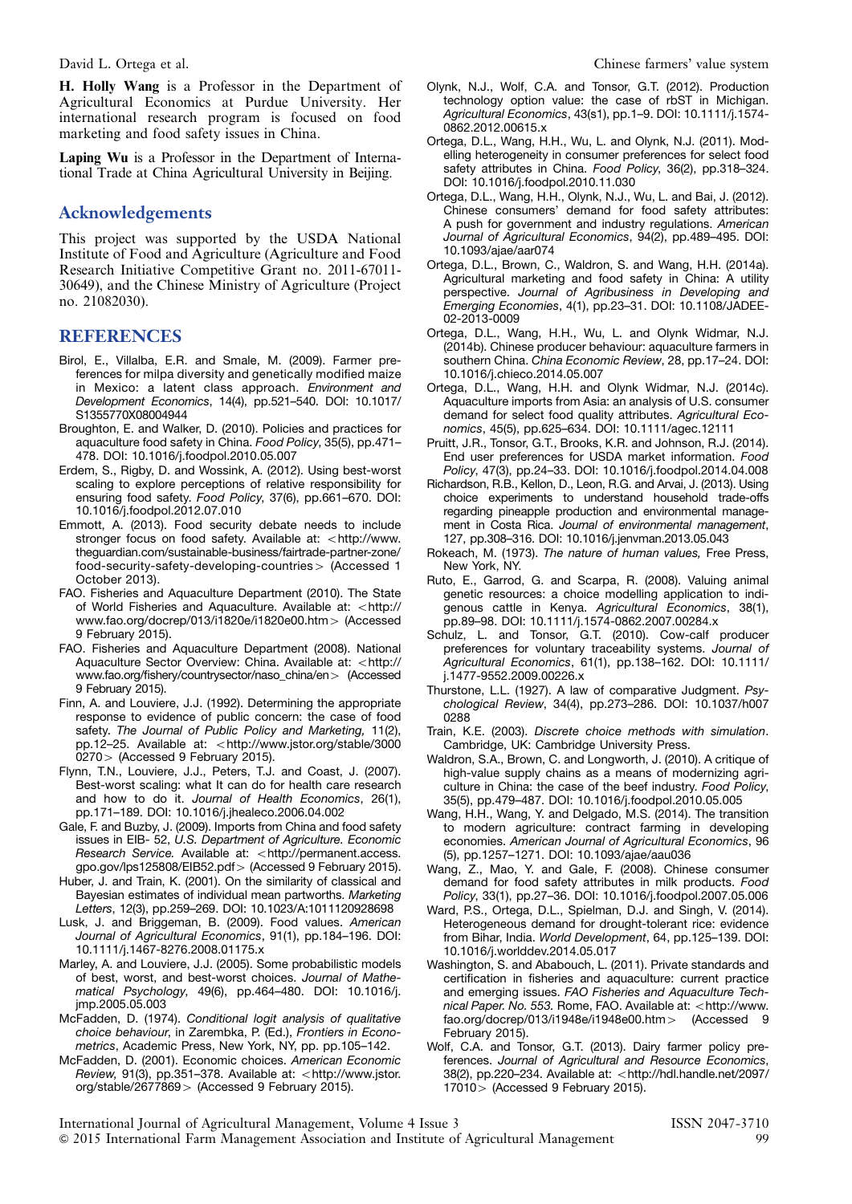**H. Holly Wang** is a Professor in the Department of Agricultural Economics at Purdue University. Her international research program is focused on food marketing and food safety issues in China.

**Laping Wu** is a Professor in the Department of International Trade at China Agricultural University in Beijing.

## Acknowledgements

This project was supported by the USDA National Institute of Food and Agriculture (Agriculture and Food Research Initiative Competitive Grant no. 2011-67011-30649), and the Chinese Ministry of Agriculture (Project no. 21082030).

## REFERENCES

Birol, E., Villalba, E.R. and Smale, M. (2009). Farmer preferences for milpa diversity and genetically modified maize in Mexico: a latent class approach. *Environment and Development Economics*, 14(4), pp.521–540. DOI: 10.1017/S1355770X08004944

Broughton, E. and Walker, D. (2010). Policies and practices for aquaculture food safety in China. *Food Policy*, 35(5), pp.471–478. DOI: 10.1016/j.foodpol.2010.05.007

Erdem, S., Rigby, D. and Wossink, A. (2012). Using best-worst scaling to explore perceptions of relative responsibility for ensuring food safety. *Food Policy*, 37(6), pp.661–670. DOI: 10.1016/j.foodpol.2012.07.010

Emmott, A. (2013). Food security debate needs to include stronger focus on food safety. Available at: <http://www.theguardian.com/sustainable-business/fairtrade-partner-zone/food-security-safety-developing-countries> (Accessed 1 October 2013).

FAO. Fisheries and Aquaculture Department (2010). The State of World Fisheries and Aquaculture. Available at: <http://www.fao.org/docrep/013/i1820e/i1820e00.htm> (Accessed 9 February 2015).

FAO. Fisheries and Aquaculture Department (2008). National Aquaculture Sector Overview: China. Available at: <http://www.fao.org/fishery/countrysector/naso_china/en> (Accessed 9 February 2015).

Finn, A. and Louviere, J.J. (1992). Determining the appropriate response to evidence of public concern: the case of food safety. *The Journal of Public Policy and Marketing,* 11(2), pp.12–25. Available at: <http://www.jstor.org/stable/30000270> (Accessed 9 February 2015).

Flynn, T.N., Louviere, J.J., Peters, T.J. and Coast, J. (2007). Best-worst scaling: what It can do for health care research and how to do it. *Journal of Health Economics*, 26(1), pp.171–189. DOI: 10.1016/j.jhealeco.2006.04.002

Gale, F. and Buzby, J. (2009). Imports from China and food safety issues in EIB- 52, *U.S. Department of Agriculture. Economic Research Service.* Available at: <http://permanent.access.gpo.gov/lps125808/EIB52.pdf> (Accessed 9 February 2015).

Huber, J. and Train, K. (2001). On the similarity of classical and Bayesian estimates of individual mean partworths. *Marketing Letters*, 12(3), pp.259–269. DOI: 10.1023/A:1011120928698

Lusk, J. and Briggeman, B. (2009). Food values. *American Journal of Agricultural Economics*, 91(1), pp.184–196. DOI: 10.1111/j.1467-8276.2008.01175.x

Marley, A. and Louviere, J.J. (2005). Some probabilistic models of best, worst, and best-worst choices. *Journal of Mathematical Psychology*, 49(6), pp.464–480. DOI: 10.1016/j.jmp.2005.05.003

McFadden, D. (1974). *Conditional logit analysis of qualitative choice behaviour*, in Zarembka, P. (Ed.), *Frontiers in Econometrics*, Academic Press, New York, NY, pp. pp.105–142.

McFadden, D. (2001). Economic choices. *American Economic Review,* 91(3), pp.351–378. Available at: <http://www.jstor.org/stable/2677869> (Accessed 9 February 2015).

Olynk, N.J., Wolf, C.A. and Tonsor, G.T. (2012). Production technology option value: the case of rbST in Michigan. *Agricultural Economics*, 43(s1), pp.1–9. DOI: 10.1111/j.1574-0862.2012.00615.x

Ortega, D.L., Wang, H.H., Wu, L. and Olynk, N.J. (2011). Modelling heterogeneity in consumer preferences for select food safety attributes in China. *Food Policy*, 36(2), pp.318–324. DOI: 10.1016/j.foodpol.2010.11.030

Ortega, D.L., Wang, H.H., Olynk, N.J., Wu, L. and Bai, J. (2012). Chinese consumers' demand for food safety attributes: A push for government and industry regulations. *American Journal of Agricultural Economics*, 94(2), pp.489–495. DOI: 10.1093/ajae/aar074

Ortega, D.L., Brown, C., Waldron, S. and Wang, H.H. (2014a). Agricultural marketing and food safety in China: A utility perspective. *Journal of Agribusiness in Developing and Emerging Economies*, 4(1), pp.23–31. DOI: 10.1108/JADEE-02-2013-0009

Ortega, D.L., Wang, H.H., Wu, L. and Olynk Widmar, N.J. (2014b). Chinese producer behaviour: aquaculture farmers in southern China. *China Economic Review*, 28, pp.17–24. DOI: 10.1016/j.chieco.2014.05.007

Ortega, D.L., Wang, H.H. and Olynk Widmar, N.J. (2014c). Aquaculture imports from Asia: an analysis of U.S. consumer demand for select food quality attributes. *Agricultural Economics*, 45(5), pp.625–634. DOI: 10.1111/agec.12111

Pruitt, J.R., Tonsor, G.T., Brooks, K.R. and Johnson, R.J. (2014). End user preferences for USDA market information. *Food Policy*, 47(3), pp.24–33. DOI: 10.1016/j.foodpol.2014.04.008

Richardson, R.B., Kellon, D., Leon, R.G. and Arvai, J. (2013). Using choice experiments to understand household trade-offs regarding pineapple production and environmental management in Costa Rica. *Journal of environmental management*, 127, pp.308–316. DOI: 10.1016/j.jenvman.2013.05.043

Rokeach, M. (1973). *The nature of human values,* Free Press, New York, NY.

Ruto, E., Garrod, G. and Scarpa, R. (2008). Valuing animal genetic resources: a choice modelling application to indigenous cattle in Kenya. *Agricultural Economics*, 38(1), pp.89–98. DOI: 10.1111/j.1574-0862.2007.00284.x

Schulz, L. and Tonsor, G.T. (2010). Cow-calf producer preferences for voluntary traceability systems. *Journal of Agricultural Economics*, 61(1), pp.138–162. DOI: 10.1111/j.1477-9552.2009.00226.x

Thurstone, L.L. (1927). A law of comparative Judgment. *Psychological Review*, 34(4), pp.273–286. DOI: 10.1037/h0070288

Train, K.E. (2003). *Discrete choice methods with simulation*. Cambridge, UK: Cambridge University Press.

Waldron, S.A., Brown, C. and Longworth, J. (2010). A critique of high-value supply chains as a means of modernizing agriculture in China: the case of the beef industry. *Food Policy*, 35(5), pp.479–487. DOI: 10.1016/j.foodpol.2010.05.005

Wang, H.H., Wang, Y. and Delgado, M.S. (2014). The transition to modern agriculture: contract farming in developing economies. *American Journal of Agricultural Economics*, 96(5), pp.1257–1271. DOI: 10.1093/ajae/aau036

Wang, Z., Mao, Y. and Gale, F. (2008). Chinese consumer demand for food safety attributes in milk products. *Food Policy*, 33(1), pp.27–36. DOI: 10.1016/j.foodpol.2007.05.006

Ward, P.S., Ortega, D.L., Spielman, D.J. and Singh, V. (2014). Heterogeneous demand for drought-tolerant rice: evidence from Bihar, India. *World Development*, 64, pp.125–139. DOI: 10.1016/j.worlddev.2014.05.017

Washington, S. and Ababouch, L. (2011). Private standards and certification in fisheries and aquaculture: current practice and emerging issues. *FAO Fisheries and Aquaculture Technical Paper. No. 553.* Rome, FAO. Available at: <http://www.fao.org/docrep/013/i1948e/i1948e00.htm> (Accessed 9 February 2015).

Wolf, C.A. and Tonsor, G.T. (2013). Dairy farmer policy preferences. *Journal of Agricultural and Resource Economics*, 38(2), pp.220–234. Available at: <http://hdl.handle.net/2097/17010> (Accessed 9 February 2015).